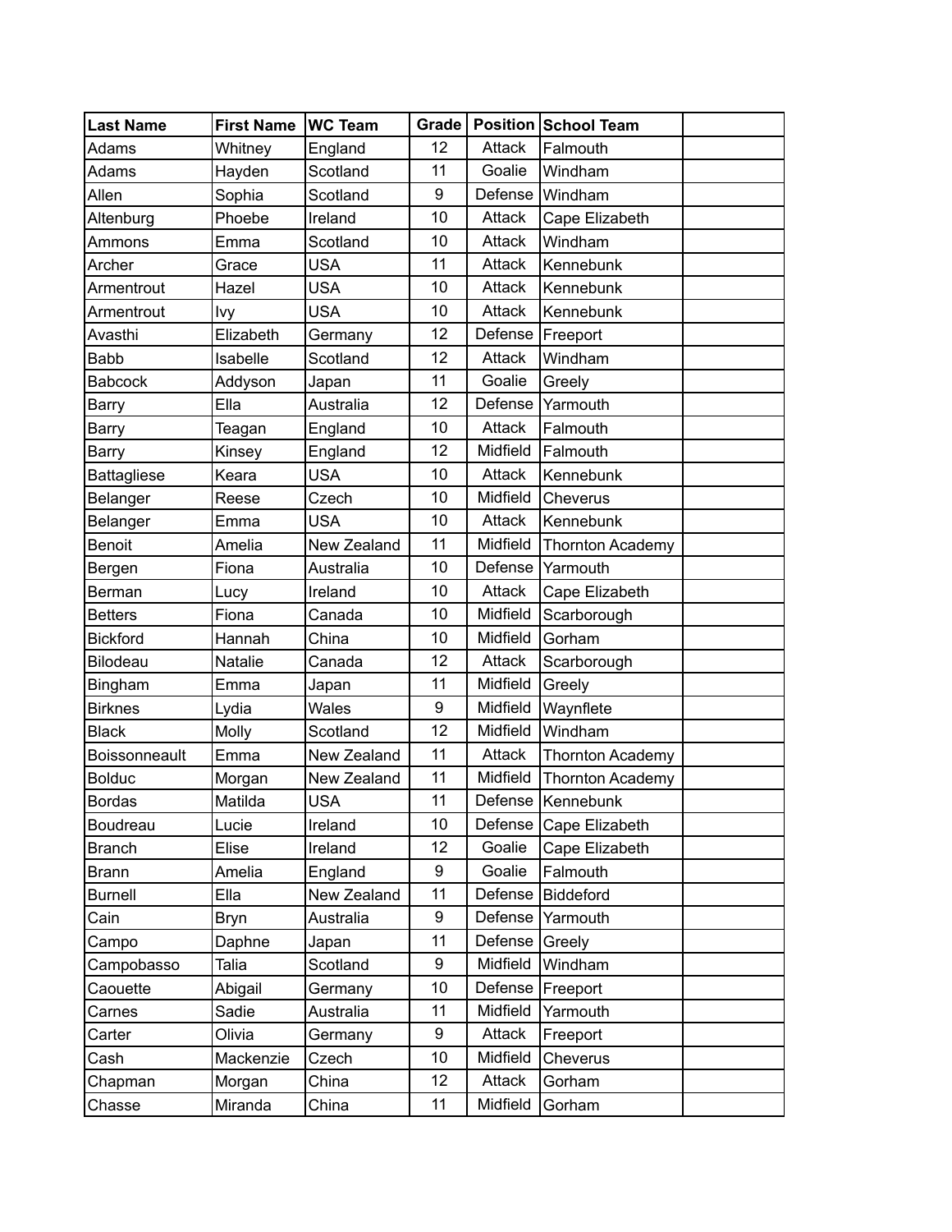| Last Name | First Name | WC Team | Grade | Position | School Team | |
|---|---|---|---|---|---|---|
| Adams | Whitney | England | 12 | Attack | Falmouth | |
| Adams | Hayden | Scotland | 11 | Goalie | Windham | |
| Allen | Sophia | Scotland | 9 | Defense | Windham | |
| Altenburg | Phoebe | Ireland | 10 | Attack | Cape Elizabeth | |
| Ammons | Emma | Scotland | 10 | Attack | Windham | |
| Archer | Grace | USA | 11 | Attack | Kennebunk | |
| Armentrout | Hazel | USA | 10 | Attack | Kennebunk | |
| Armentrout | Ivy | USA | 10 | Attack | Kennebunk | |
| Avasthi | Elizabeth | Germany | 12 | Defense | Freeport | |
| Babb | Isabelle | Scotland | 12 | Attack | Windham | |
| Babcock | Addyson | Japan | 11 | Goalie | Greely | |
| Barry | Ella | Australia | 12 | Defense | Yarmouth | |
| Barry | Teagan | England | 10 | Attack | Falmouth | |
| Barry | Kinsey | England | 12 | Midfield | Falmouth | |
| Battagliese | Keara | USA | 10 | Attack | Kennebunk | |
| Belanger | Reese | Czech | 10 | Midfield | Cheverus | |
| Belanger | Emma | USA | 10 | Attack | Kennebunk | |
| Benoit | Amelia | New Zealand | 11 | Midfield | Thornton Academy | |
| Bergen | Fiona | Australia | 10 | Defense | Yarmouth | |
| Berman | Lucy | Ireland | 10 | Attack | Cape Elizabeth | |
| Betters | Fiona | Canada | 10 | Midfield | Scarborough | |
| Bickford | Hannah | China | 10 | Midfield | Gorham | |
| Bilodeau | Natalie | Canada | 12 | Attack | Scarborough | |
| Bingham | Emma | Japan | 11 | Midfield | Greely | |
| Birknes | Lydia | Wales | 9 | Midfield | Waynflete | |
| Black | Molly | Scotland | 12 | Midfield | Windham | |
| Boissonneault | Emma | New Zealand | 11 | Attack | Thornton Academy | |
| Bolduc | Morgan | New Zealand | 11 | Midfield | Thornton Academy | |
| Bordas | Matilda | USA | 11 | Defense | Kennebunk | |
| Boudreau | Lucie | Ireland | 10 | Defense | Cape Elizabeth | |
| Branch | Elise | Ireland | 12 | Goalie | Cape Elizabeth | |
| Brann | Amelia | England | 9 | Goalie | Falmouth | |
| Burnell | Ella | New Zealand | 11 | Defense | Biddeford | |
| Cain | Bryn | Australia | 9 | Defense | Yarmouth | |
| Campo | Daphne | Japan | 11 | Defense | Greely | |
| Campobasso | Talia | Scotland | 9 | Midfield | Windham | |
| Caouette | Abigail | Germany | 10 | Defense | Freeport | |
| Carnes | Sadie | Australia | 11 | Midfield | Yarmouth | |
| Carter | Olivia | Germany | 9 | Attack | Freeport | |
| Cash | Mackenzie | Czech | 10 | Midfield | Cheverus | |
| Chapman | Morgan | China | 12 | Attack | Gorham | |
| Chasse | Miranda | China | 11 | Midfield | Gorham | |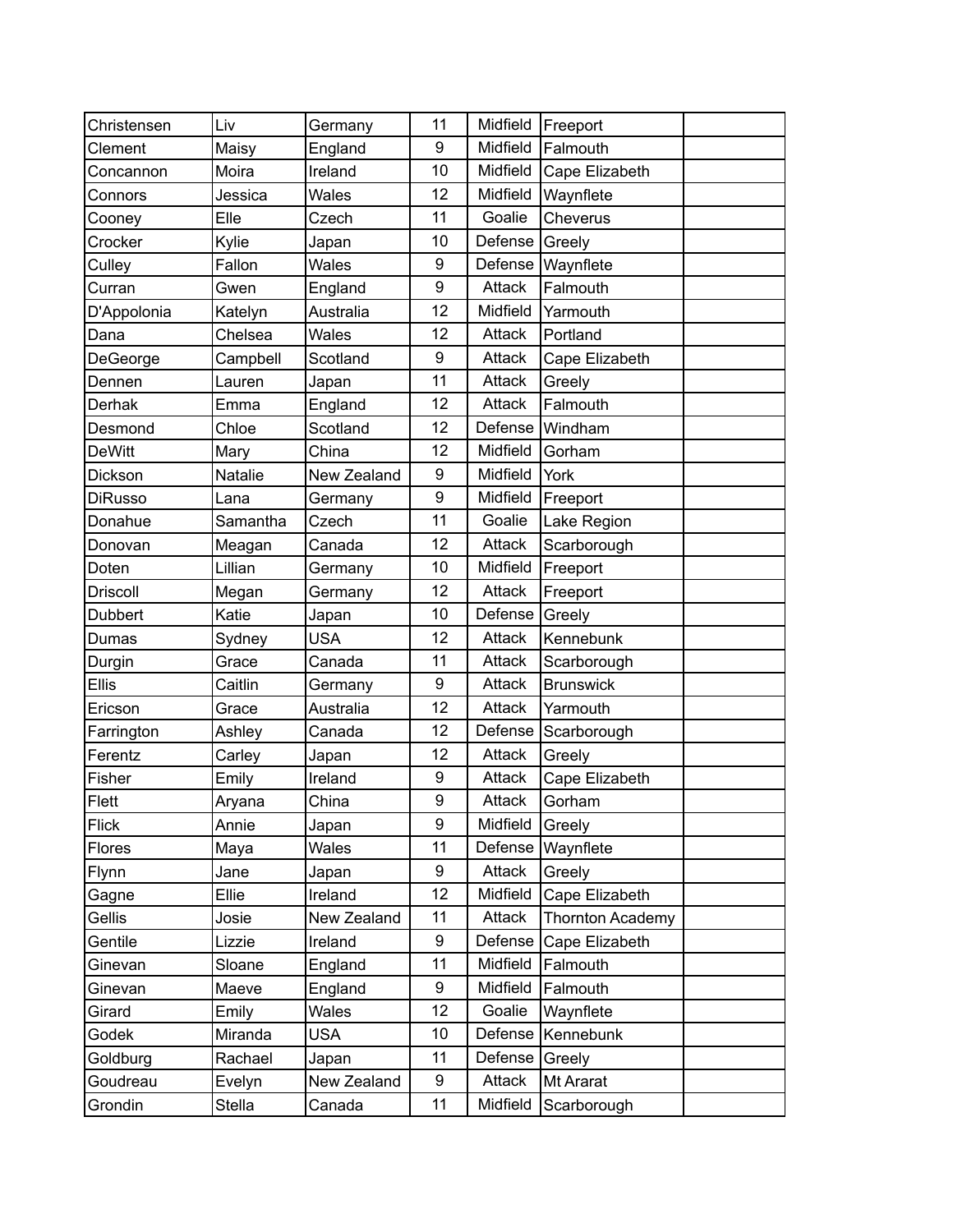| | | | | | | |
|---|---|---|---|---|---|---|
| Christensen | Liv | Germany | 11 | Midfield | Freeport | |
| Clement | Maisy | England | 9 | Midfield | Falmouth | |
| Concannon | Moira | Ireland | 10 | Midfield | Cape Elizabeth | |
| Connors | Jessica | Wales | 12 | Midfield | Waynflete | |
| Cooney | Elle | Czech | 11 | Goalie | Cheverus | |
| Crocker | Kylie | Japan | 10 | Defense | Greely | |
| Culley | Fallon | Wales | 9 | Defense | Waynflete | |
| Curran | Gwen | England | 9 | Attack | Falmouth | |
| D'Appolonia | Katelyn | Australia | 12 | Midfield | Yarmouth | |
| Dana | Chelsea | Wales | 12 | Attack | Portland | |
| DeGeorge | Campbell | Scotland | 9 | Attack | Cape Elizabeth | |
| Dennen | Lauren | Japan | 11 | Attack | Greely | |
| Derhak | Emma | England | 12 | Attack | Falmouth | |
| Desmond | Chloe | Scotland | 12 | Defense | Windham | |
| DeWitt | Mary | China | 12 | Midfield | Gorham | |
| Dickson | Natalie | New Zealand | 9 | Midfield | York | |
| DiRusso | Lana | Germany | 9 | Midfield | Freeport | |
| Donahue | Samantha | Czech | 11 | Goalie | Lake Region | |
| Donovan | Meagan | Canada | 12 | Attack | Scarborough | |
| Doten | Lillian | Germany | 10 | Midfield | Freeport | |
| Driscoll | Megan | Germany | 12 | Attack | Freeport | |
| Dubbert | Katie | Japan | 10 | Defense | Greely | |
| Dumas | Sydney | USA | 12 | Attack | Kennebunk | |
| Durgin | Grace | Canada | 11 | Attack | Scarborough | |
| Ellis | Caitlin | Germany | 9 | Attack | Brunswick | |
| Ericson | Grace | Australia | 12 | Attack | Yarmouth | |
| Farrington | Ashley | Canada | 12 | Defense | Scarborough | |
| Ferentz | Carley | Japan | 12 | Attack | Greely | |
| Fisher | Emily | Ireland | 9 | Attack | Cape Elizabeth | |
| Flett | Aryana | China | 9 | Attack | Gorham | |
| Flick | Annie | Japan | 9 | Midfield | Greely | |
| Flores | Maya | Wales | 11 | Defense | Waynflete | |
| Flynn | Jane | Japan | 9 | Attack | Greely | |
| Gagne | Ellie | Ireland | 12 | Midfield | Cape Elizabeth | |
| Gellis | Josie | New Zealand | 11 | Attack | Thornton Academy | |
| Gentile | Lizzie | Ireland | 9 | Defense | Cape Elizabeth | |
| Ginevan | Sloane | England | 11 | Midfield | Falmouth | |
| Ginevan | Maeve | England | 9 | Midfield | Falmouth | |
| Girard | Emily | Wales | 12 | Goalie | Waynflete | |
| Godek | Miranda | USA | 10 | Defense | Kennebunk | |
| Goldburg | Rachael | Japan | 11 | Defense | Greely | |
| Goudreau | Evelyn | New Zealand | 9 | Attack | Mt Ararat | |
| Grondin | Stella | Canada | 11 | Midfield | Scarborough | |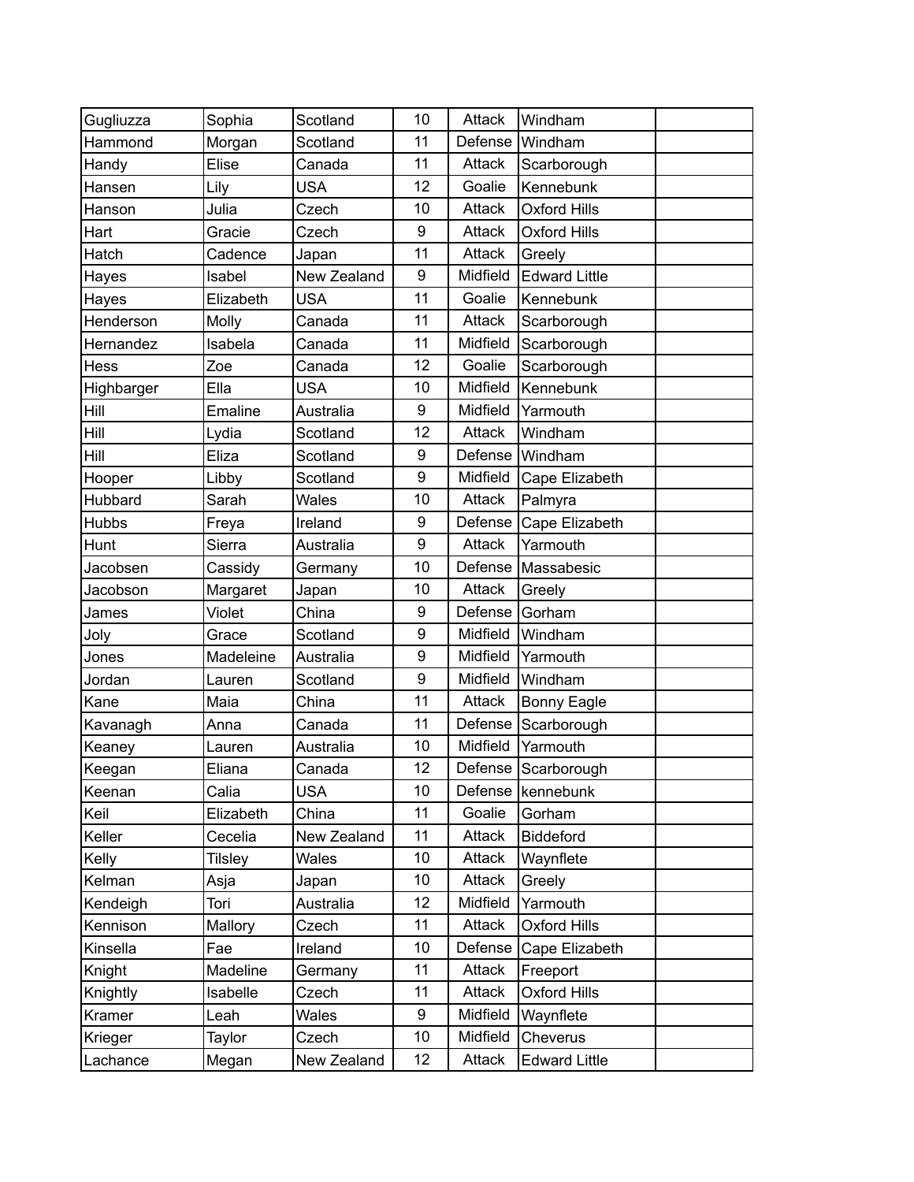| | | | | | | |
|---|---|---|---|---|---|---|
| Gugliuzza | Sophia | Scotland | 10 | Attack | Windham | |
| Hammond | Morgan | Scotland | 11 | Defense | Windham | |
| Handy | Elise | Canada | 11 | Attack | Scarborough | |
| Hansen | Lily | USA | 12 | Goalie | Kennebunk | |
| Hanson | Julia | Czech | 10 | Attack | Oxford Hills | |
| Hart | Gracie | Czech | 9 | Attack | Oxford Hills | |
| Hatch | Cadence | Japan | 11 | Attack | Greely | |
| Hayes | Isabel | New Zealand | 9 | Midfield | Edward Little | |
| Hayes | Elizabeth | USA | 11 | Goalie | Kennebunk | |
| Henderson | Molly | Canada | 11 | Attack | Scarborough | |
| Hernandez | Isabela | Canada | 11 | Midfield | Scarborough | |
| Hess | Zoe | Canada | 12 | Goalie | Scarborough | |
| Highbarger | Ella | USA | 10 | Midfield | Kennebunk | |
| Hill | Emaline | Australia | 9 | Midfield | Yarmouth | |
| Hill | Lydia | Scotland | 12 | Attack | Windham | |
| Hill | Eliza | Scotland | 9 | Defense | Windham | |
| Hooper | Libby | Scotland | 9 | Midfield | Cape Elizabeth | |
| Hubbard | Sarah | Wales | 10 | Attack | Palmyra | |
| Hubbs | Freya | Ireland | 9 | Defense | Cape Elizabeth | |
| Hunt | Sierra | Australia | 9 | Attack | Yarmouth | |
| Jacobsen | Cassidy | Germany | 10 | Defense | Massabesic | |
| Jacobson | Margaret | Japan | 10 | Attack | Greely | |
| James | Violet | China | 9 | Defense | Gorham | |
| Joly | Grace | Scotland | 9 | Midfield | Windham | |
| Jones | Madeleine | Australia | 9 | Midfield | Yarmouth | |
| Jordan | Lauren | Scotland | 9 | Midfield | Windham | |
| Kane | Maia | China | 11 | Attack | Bonny Eagle | |
| Kavanagh | Anna | Canada | 11 | Defense | Scarborough | |
| Keaney | Lauren | Australia | 10 | Midfield | Yarmouth | |
| Keegan | Eliana | Canada | 12 | Defense | Scarborough | |
| Keenan | Calia | USA | 10 | Defense | kennebunk | |
| Keil | Elizabeth | China | 11 | Goalie | Gorham | |
| Keller | Cecelia | New Zealand | 11 | Attack | Biddeford | |
| Kelly | Tilsley | Wales | 10 | Attack | Waynflete | |
| Kelman | Asja | Japan | 10 | Attack | Greely | |
| Kendeigh | Tori | Australia | 12 | Midfield | Yarmouth | |
| Kennison | Mallory | Czech | 11 | Attack | Oxford Hills | |
| Kinsella | Fae | Ireland | 10 | Defense | Cape Elizabeth | |
| Knight | Madeline | Germany | 11 | Attack | Freeport | |
| Knightly | Isabelle | Czech | 11 | Attack | Oxford Hills | |
| Kramer | Leah | Wales | 9 | Midfield | Waynflete | |
| Krieger | Taylor | Czech | 10 | Midfield | Cheverus | |
| Lachance | Megan | New Zealand | 12 | Attack | Edward Little | |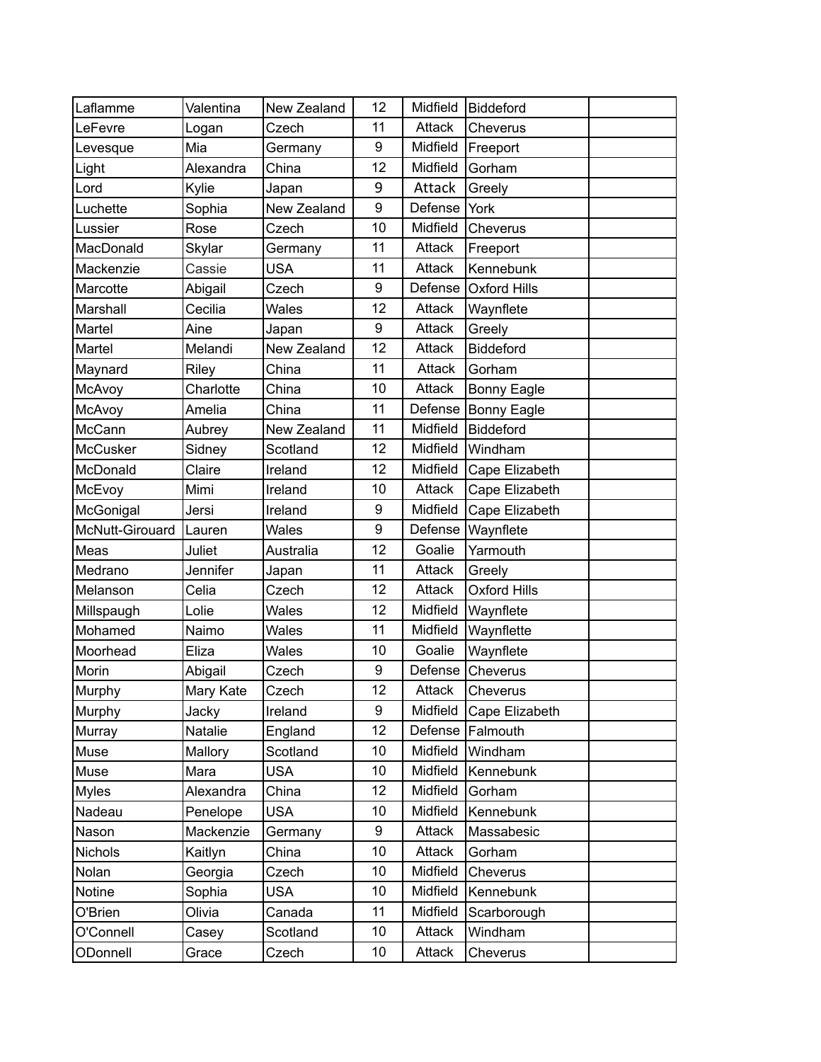| | | | | | | |
|---|---|---|---|---|---|---|
| Laflamme | Valentina | New Zealand | 12 | Midfield | Biddeford | |
| LeFevre | Logan | Czech | 11 | Attack | Cheverus | |
| Levesque | Mia | Germany | 9 | Midfield | Freeport | |
| Light | Alexandra | China | 12 | Midfield | Gorham | |
| Lord | Kylie | Japan | 9 | Attack | Greely | |
| Luchette | Sophia | New Zealand | 9 | Defense | York | |
| Lussier | Rose | Czech | 10 | Midfield | Cheverus | |
| MacDonald | Skylar | Germany | 11 | Attack | Freeport | |
| Mackenzie | Cassie | USA | 11 | Attack | Kennebunk | |
| Marcotte | Abigail | Czech | 9 | Defense | Oxford Hills | |
| Marshall | Cecilia | Wales | 12 | Attack | Waynflete | |
| Martel | Aine | Japan | 9 | Attack | Greely | |
| Martel | Melandi | New Zealand | 12 | Attack | Biddeford | |
| Maynard | Riley | China | 11 | Attack | Gorham | |
| McAvoy | Charlotte | China | 10 | Attack | Bonny Eagle | |
| McAvoy | Amelia | China | 11 | Defense | Bonny Eagle | |
| McCann | Aubrey | New Zealand | 11 | Midfield | Biddeford | |
| McCusker | Sidney | Scotland | 12 | Midfield | Windham | |
| McDonald | Claire | Ireland | 12 | Midfield | Cape Elizabeth | |
| McEvoy | Mimi | Ireland | 10 | Attack | Cape Elizabeth | |
| McGonigal | Jersi | Ireland | 9 | Midfield | Cape Elizabeth | |
| McNutt-Girouard | Lauren | Wales | 9 | Defense | Waynflete | |
| Meas | Juliet | Australia | 12 | Goalie | Yarmouth | |
| Medrano | Jennifer | Japan | 11 | Attack | Greely | |
| Melanson | Celia | Czech | 12 | Attack | Oxford Hills | |
| Millspaugh | Lolie | Wales | 12 | Midfield | Waynflete | |
| Mohamed | Naimo | Wales | 11 | Midfield | Waynflette | |
| Moorhead | Eliza | Wales | 10 | Goalie | Waynflete | |
| Morin | Abigail | Czech | 9 | Defense | Cheverus | |
| Murphy | Mary Kate | Czech | 12 | Attack | Cheverus | |
| Murphy | Jacky | Ireland | 9 | Midfield | Cape Elizabeth | |
| Murray | Natalie | England | 12 | Defense | Falmouth | |
| Muse | Mallory | Scotland | 10 | Midfield | Windham | |
| Muse | Mara | USA | 10 | Midfield | Kennebunk | |
| Myles | Alexandra | China | 12 | Midfield | Gorham | |
| Nadeau | Penelope | USA | 10 | Midfield | Kennebunk | |
| Nason | Mackenzie | Germany | 9 | Attack | Massabesic | |
| Nichols | Kaitlyn | China | 10 | Attack | Gorham | |
| Nolan | Georgia | Czech | 10 | Midfield | Cheverus | |
| Notine | Sophia | USA | 10 | Midfield | Kennebunk | |
| O'Brien | Olivia | Canada | 11 | Midfield | Scarborough | |
| O'Connell | Casey | Scotland | 10 | Attack | Windham | |
| ODonnell | Grace | Czech | 10 | Attack | Cheverus | |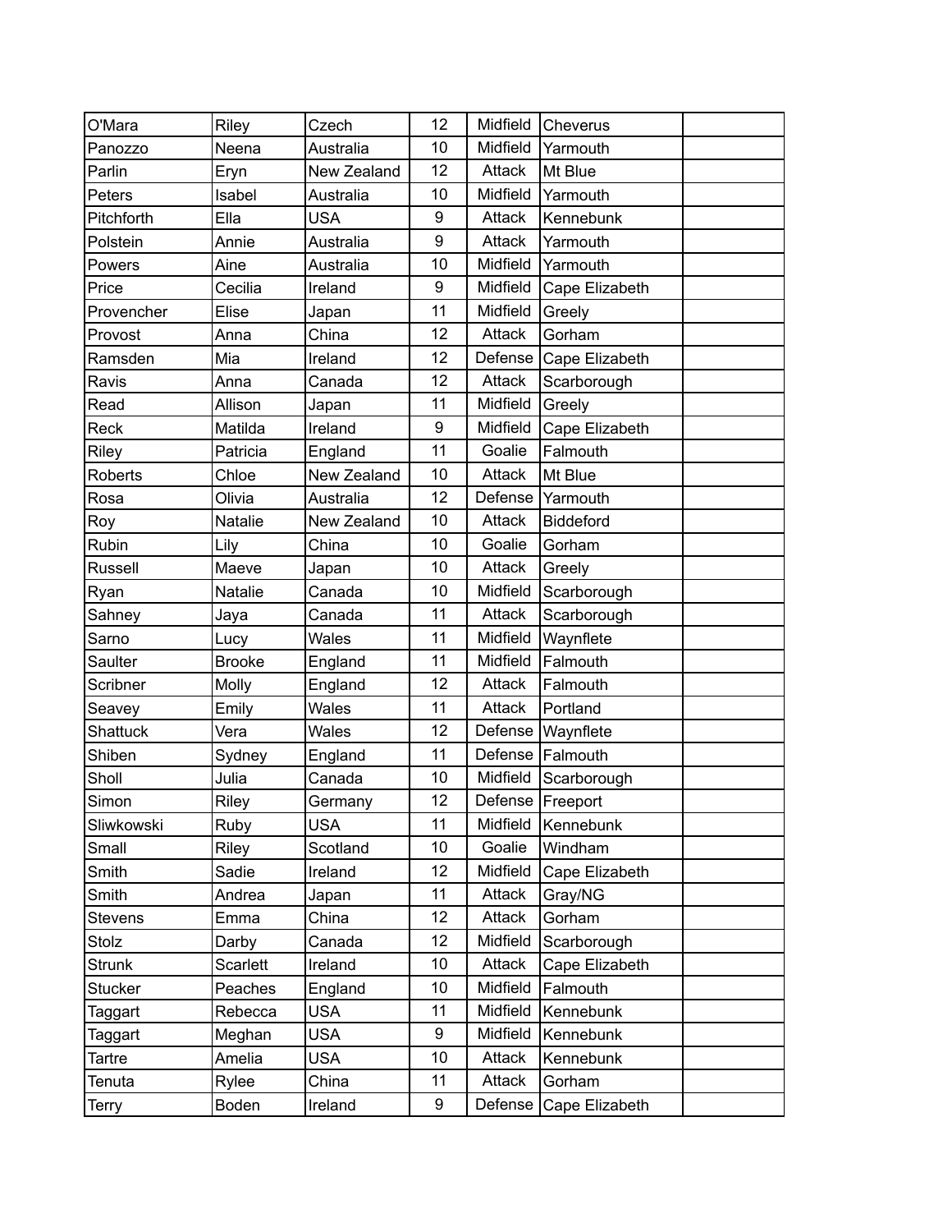| | | | | | | |
|---|---|---|---|---|---|---|
| O'Mara | Riley | Czech | 12 | Midfield | Cheverus | |
| Panozzo | Neena | Australia | 10 | Midfield | Yarmouth | |
| Parlin | Eryn | New Zealand | 12 | Attack | Mt Blue | |
| Peters | Isabel | Australia | 10 | Midfield | Yarmouth | |
| Pitchforth | Ella | USA | 9 | Attack | Kennebunk | |
| Polstein | Annie | Australia | 9 | Attack | Yarmouth | |
| Powers | Aine | Australia | 10 | Midfield | Yarmouth | |
| Price | Cecilia | Ireland | 9 | Midfield | Cape Elizabeth | |
| Provencher | Elise | Japan | 11 | Midfield | Greely | |
| Provost | Anna | China | 12 | Attack | Gorham | |
| Ramsden | Mia | Ireland | 12 | Defense | Cape Elizabeth | |
| Ravis | Anna | Canada | 12 | Attack | Scarborough | |
| Read | Allison | Japan | 11 | Midfield | Greely | |
| Reck | Matilda | Ireland | 9 | Midfield | Cape Elizabeth | |
| Riley | Patricia | England | 11 | Goalie | Falmouth | |
| Roberts | Chloe | New Zealand | 10 | Attack | Mt Blue | |
| Rosa | Olivia | Australia | 12 | Defense | Yarmouth | |
| Roy | Natalie | New Zealand | 10 | Attack | Biddeford | |
| Rubin | Lily | China | 10 | Goalie | Gorham | |
| Russell | Maeve | Japan | 10 | Attack | Greely | |
| Ryan | Natalie | Canada | 10 | Midfield | Scarborough | |
| Sahney | Jaya | Canada | 11 | Attack | Scarborough | |
| Sarno | Lucy | Wales | 11 | Midfield | Waynflete | |
| Saulter | Brooke | England | 11 | Midfield | Falmouth | |
| Scribner | Molly | England | 12 | Attack | Falmouth | |
| Seavey | Emily | Wales | 11 | Attack | Portland | |
| Shattuck | Vera | Wales | 12 | Defense | Waynflete | |
| Shiben | Sydney | England | 11 | Defense | Falmouth | |
| Sholl | Julia | Canada | 10 | Midfield | Scarborough | |
| Simon | Riley | Germany | 12 | Defense | Freeport | |
| Sliwkowski | Ruby | USA | 11 | Midfield | Kennebunk | |
| Small | Riley | Scotland | 10 | Goalie | Windham | |
| Smith | Sadie | Ireland | 12 | Midfield | Cape Elizabeth | |
| Smith | Andrea | Japan | 11 | Attack | Gray/NG | |
| Stevens | Emma | China | 12 | Attack | Gorham | |
| Stolz | Darby | Canada | 12 | Midfield | Scarborough | |
| Strunk | Scarlett | Ireland | 10 | Attack | Cape Elizabeth | |
| Stucker | Peaches | England | 10 | Midfield | Falmouth | |
| Taggart | Rebecca | USA | 11 | Midfield | Kennebunk | |
| Taggart | Meghan | USA | 9 | Midfield | Kennebunk | |
| Tartre | Amelia | USA | 10 | Attack | Kennebunk | |
| Tenuta | Rylee | China | 11 | Attack | Gorham | |
| Terry | Boden | Ireland | 9 | Defense | Cape Elizabeth | |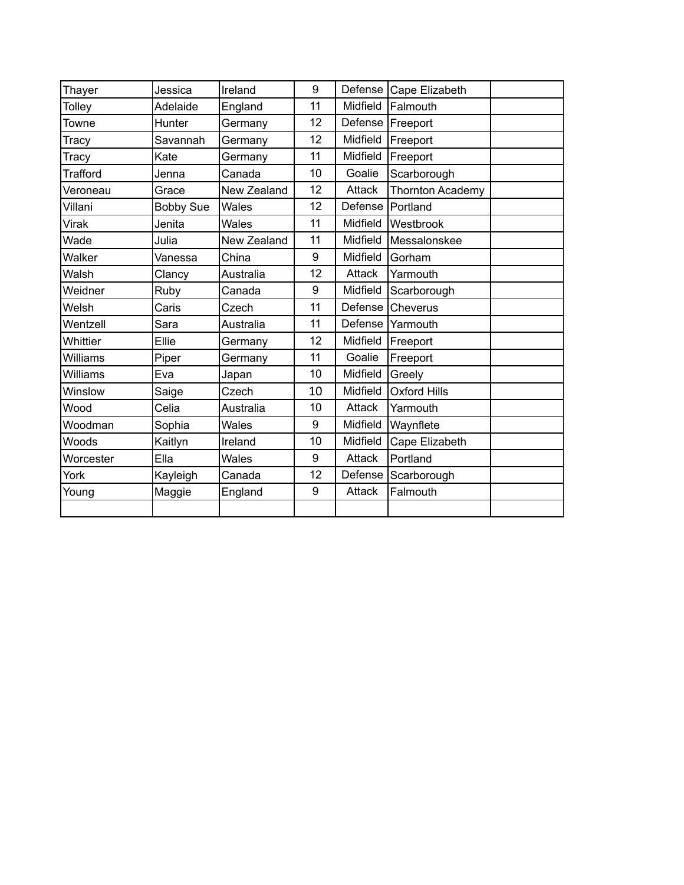| | | | | | | |
|---|---|---|---|---|---|---|
| Thayer | Jessica | Ireland | 9 | Defense | Cape Elizabeth | |
| Tolley | Adelaide | England | 11 | Midfield | Falmouth | |
| Towne | Hunter | Germany | 12 | Defense | Freeport | |
| Tracy | Savannah | Germany | 12 | Midfield | Freeport | |
| Tracy | Kate | Germany | 11 | Midfield | Freeport | |
| Trafford | Jenna | Canada | 10 | Goalie | Scarborough | |
| Veroneau | Grace | New Zealand | 12 | Attack | Thornton Academy | |
| Villani | Bobby Sue | Wales | 12 | Defense | Portland | |
| Virak | Jenita | Wales | 11 | Midfield | Westbrook | |
| Wade | Julia | New Zealand | 11 | Midfield | Messalonskee | |
| Walker | Vanessa | China | 9 | Midfield | Gorham | |
| Walsh | Clancy | Australia | 12 | Attack | Yarmouth | |
| Weidner | Ruby | Canada | 9 | Midfield | Scarborough | |
| Welsh | Caris | Czech | 11 | Defense | Cheverus | |
| Wentzell | Sara | Australia | 11 | Defense | Yarmouth | |
| Whittier | Ellie | Germany | 12 | Midfield | Freeport | |
| Williams | Piper | Germany | 11 | Goalie | Freeport | |
| Williams | Eva | Japan | 10 | Midfield | Greely | |
| Winslow | Saige | Czech | 10 | Midfield | Oxford Hills | |
| Wood | Celia | Australia | 10 | Attack | Yarmouth | |
| Woodman | Sophia | Wales | 9 | Midfield | Waynflete | |
| Woods | Kaitlyn | Ireland | 10 | Midfield | Cape Elizabeth | |
| Worcester | Ella | Wales | 9 | Attack | Portland | |
| York | Kayleigh | Canada | 12 | Defense | Scarborough | |
| Young | Maggie | England | 9 | Attack | Falmouth | |
| | | | | | | |